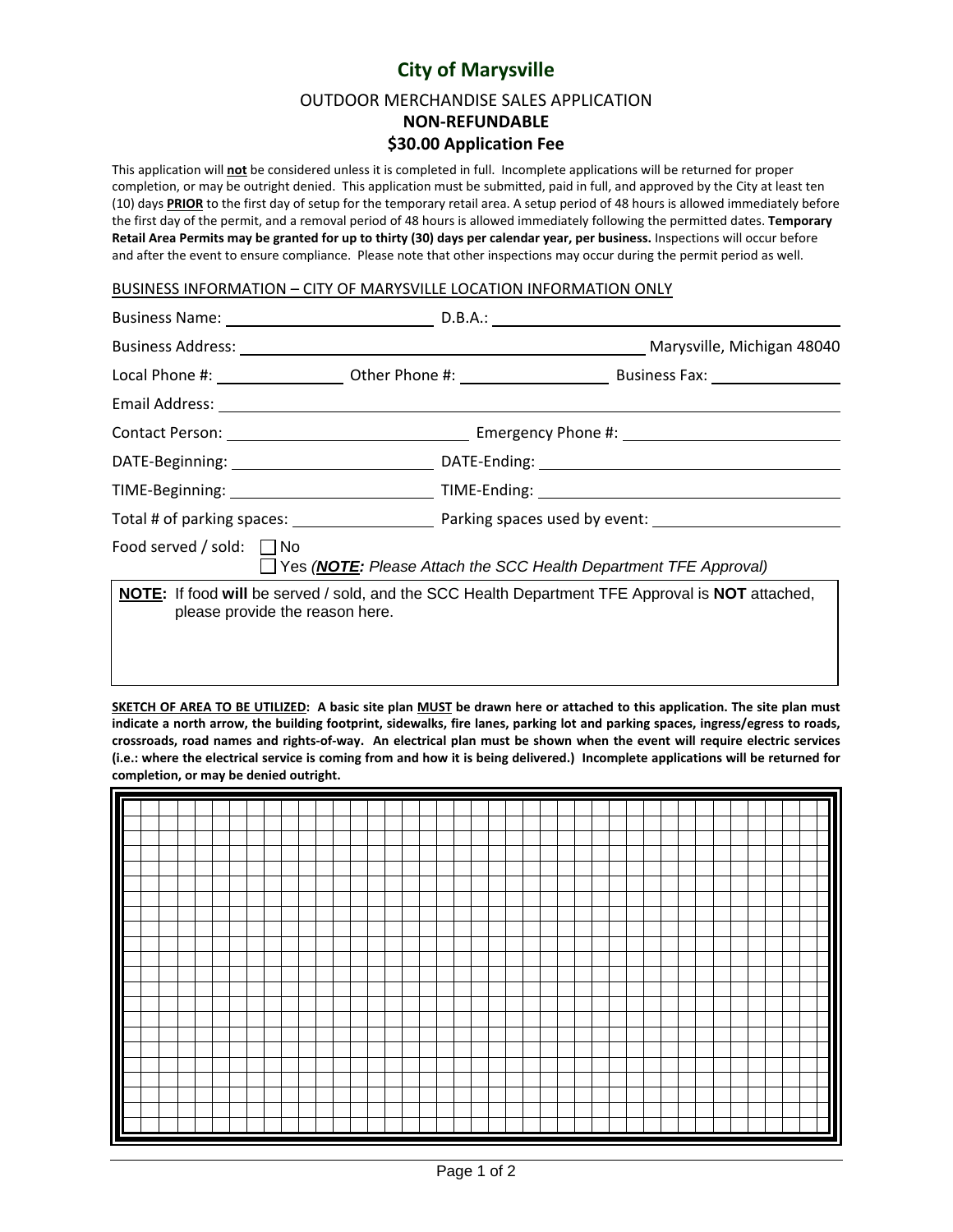# City of Marysville

## OUTDOOR MERCHANDISE SALES APPLICATION

## NON-REFUNDABLE

## $30.00 Application Fee

This application will **not** be considered unless it is completed in full. Incomplete applications will be returned for proper completion, or may be outright denied. This application must be submitted, paid in full, and approved by the City at least ten (10) days **PRIOR** to the first day of setup for the temporary retail area. A setup period of 48 hours is allowed immediately before the first day of the permit, and a removal period of 48 hours is allowed immediately following the permitted dates. **Temporary Retail Area Permits may be granted for up to thirty (30) days per calendar year, per business.** Inspections will occur before and after the event to ensure compliance. Please note that other inspections may occur during the permit period as well.

BUSINESS INFORMATION – CITY OF MARYSVILLE LOCATION INFORMATION ONLY

Business Name: ________________________ D.B.A.: ________________________________________

Business Address: ____________________________________________ Marysville, Michigan 48040

Local Phone #: ______________ Other Phone #: ________________ Business Fax: ______________

Email Address: ____________________________________________________________________

Contact Person: ____________________________ Emergency Phone #: _______________________

DATE-Beginning: ______________________ DATE-Ending: ___________________________________

TIME-Beginning: ______________________ TIME-Ending: ___________________________________

Total # of parking spaces: ________________ Parking spaces used by event: ____________________

Food served / sold: ☐ No
☐ Yes (***NOTE**: Please Attach the SCC Health Department TFE Approval*)

**NOTE:** If food **will** be served / sold, and the SCC Health Department TFE Approval is **NOT** attached, please provide the reason here.

**SKETCH OF AREA TO BE UTILIZED: A basic site plan MUST be drawn here or attached to this application. The site plan must indicate a north arrow, the building footprint, sidewalks, fire lanes, parking lot and parking spaces, ingress/egress to roads, crossroads, road names and rights-of-way. An electrical plan must be shown when the event will require electric services (i.e.: where the electrical service is coming from and how it is being delivered.) Incomplete applications will be returned for completion, or may be denied outright.**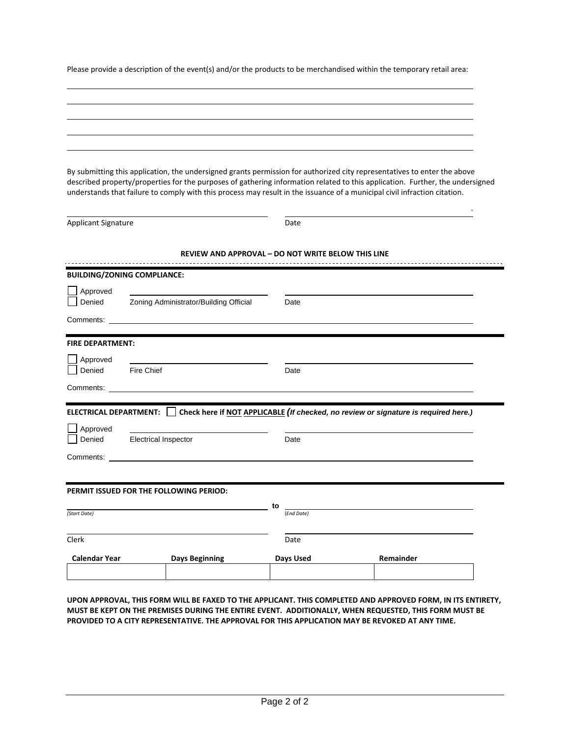Please provide a description of the event(s) and/or the products to be merchandised within the temporary retail area:

\_\_\_\_\_\_\_\_\_\_\_\_\_\_\_\_\_\_\_\_\_\_\_\_\_\_\_\_\_\_\_\_\_\_\_\_\_\_\_\_\_\_\_\_\_\_\_\_\_\_\_\_\_\_\_\_\_\_\_\_

\_\_\_\_\_\_\_\_\_\_\_\_\_\_\_\_\_\_\_\_\_\_\_\_\_\_\_\_\_\_\_\_\_\_\_\_\_\_\_\_\_\_\_\_\_\_\_\_\_\_\_\_\_\_\_\_\_\_\_\_

\_\_\_\_\_\_\_\_\_\_\_\_\_\_\_\_\_\_\_\_\_\_\_\_\_\_\_\_\_\_\_\_\_\_\_\_\_\_\_\_\_\_\_\_\_\_\_\_\_\_\_\_\_\_\_\_\_\_\_\_

\_\_\_\_\_\_\_\_\_\_\_\_\_\_\_\_\_\_\_\_\_\_\_\_\_\_\_\_\_\_\_\_\_\_\_\_\_\_\_\_\_\_\_\_\_\_\_\_\_\_\_\_\_\_\_\_\_\_\_\_

\_\_\_\_\_\_\_\_\_\_\_\_\_\_\_\_\_\_\_\_\_\_\_\_\_\_\_\_\_\_\_\_\_\_\_\_\_\_\_\_\_\_\_\_\_\_\_\_\_\_\_\_\_\_\_\_\_\_\_\_

By submitting this application, the undersigned grants permission for authorized city representatives to enter the above described property/properties for the purposes of gathering information related to this application. Further, the undersigned understands that failure to comply with this process may result in the issuance of a municipal civil infraction citation.

\_\_\_\_\_\_\_\_\_\_\_\_\_\_\_\_\_\_\_\_\_\_\_\_\_\_\_\_\_\_\_ \_\_\_\_\_\_\_\_\_\_\_\_\_\_\_\_\_\_\_\_\_\_\_\_\_\_\_\_\_\_\_

Applicant Signature Date

**REVIEW AND APPROVAL – DO NOT WRITE BELOW THIS LINE**

---

**BUILDING/ZONING COMPLIANCE:**

☐ Approved
☐ Denied

\_\_\_\_\_\_\_\_\_\_\_\_\_\_\_\_\_\_\_\_\_\_\_\_\_\_\_\_\_\_\_ \_\_\_\_\_\_\_\_\_\_\_\_\_\_\_\_\_\_\_\_\_\_\_\_\_\_\_\_\_\_\_

Zoning Administrator/Building Official Date

Comments: \_\_\_\_\_\_\_\_\_\_\_\_\_\_\_\_\_\_\_\_\_\_\_\_\_\_\_\_\_\_\_\_\_\_\_\_\_\_\_\_\_\_\_\_\_\_\_\_\_\_\_\_

---

**FIRE DEPARTMENT:**

☐ Approved
☐ Denied

\_\_\_\_\_\_\_\_\_\_\_\_\_\_\_\_\_\_\_\_\_\_\_\_\_\_\_\_\_\_\_ \_\_\_\_\_\_\_\_\_\_\_\_\_\_\_\_\_\_\_\_\_\_\_\_\_\_\_\_\_\_\_

Fire Chief Date

Comments: \_\_\_\_\_\_\_\_\_\_\_\_\_\_\_\_\_\_\_\_\_\_\_\_\_\_\_\_\_\_\_\_\_\_\_\_\_\_\_\_\_\_\_\_\_\_\_\_\_\_\_\_

---

**ELECTRICAL DEPARTMENT:** ☐ **Check here if NOT APPLICABLE** ***(If checked, no review or signature is required here.)***

☐ Approved
☐ Denied

\_\_\_\_\_\_\_\_\_\_\_\_\_\_\_\_\_\_\_\_\_\_\_\_\_\_\_\_\_\_\_ \_\_\_\_\_\_\_\_\_\_\_\_\_\_\_\_\_\_\_\_\_\_\_\_\_\_\_\_\_\_\_

Electrical Inspector Date

Comments: \_\_\_\_\_\_\_\_\_\_\_\_\_\_\_\_\_\_\_\_\_\_\_\_\_\_\_\_\_\_\_\_\_\_\_\_\_\_\_\_\_\_\_\_\_\_\_\_\_\_\_\_

---

**PERMIT ISSUED FOR THE FOLLOWING PERIOD:**

\_\_\_\_\_\_\_\_\_\_\_\_\_\_\_\_\_\_\_\_\_\_\_\_\_\_\_\_\_\_\_ **to** \_\_\_\_\_\_\_\_\_\_\_\_\_\_\_\_\_\_\_\_\_\_\_\_\_\_\_\_\_\_\_

*(Start Date)* *(End Date)*

\_\_\_\_\_\_\_\_\_\_\_\_\_\_\_\_\_\_\_\_\_\_\_\_\_\_\_\_\_\_\_ \_\_\_\_\_\_\_\_\_\_\_\_\_\_\_\_\_\_\_\_\_\_\_\_\_\_\_\_\_\_\_

Clerk Date

| Calendar Year | Days Beginning | Days Used | Remainder |
|---|---|---|---|
| | | | |

**UPON APPROVAL, THIS FORM WILL BE FAXED TO THE APPLICANT. THIS COMPLETED AND APPROVED FORM, IN ITS ENTIRETY, MUST BE KEPT ON THE PREMISES DURING THE ENTIRE EVENT. ADDITIONALLY, WHEN REQUESTED, THIS FORM MUST BE PROVIDED TO A CITY REPRESENTATIVE. THE APPROVAL FOR THIS APPLICATION MAY BE REVOKED AT ANY TIME.**